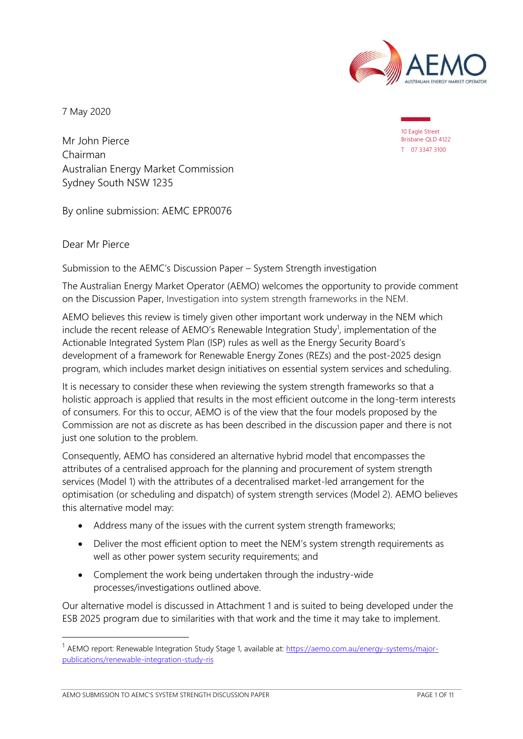7 May 2020

10 Eagle Street
Brisbane QLD 4122
T 07 3347 3100

Mr John Pierce
Chairman
Australian Energy Market Commission
Sydney South NSW 1235

By online submission: AEMC EPR0076

Dear Mr Pierce

Submission to the AEMC's Discussion Paper – System Strength investigation

The Australian Energy Market Operator (AEMO) welcomes the opportunity to provide comment on the Discussion Paper, Investigation into system strength frameworks in the NEM.

AEMO believes this review is timely given other important work underway in the NEM which include the recent release of AEMO's Renewable Integration Study[1], implementation of the Actionable Integrated System Plan (ISP) rules as well as the Energy Security Board's development of a framework for Renewable Energy Zones (REZs) and the post-2025 design program, which includes market design initiatives on essential system services and scheduling.

It is necessary to consider these when reviewing the system strength frameworks so that a holistic approach is applied that results in the most efficient outcome in the long-term interests of consumers. For this to occur, AEMO is of the view that the four models proposed by the Commission are not as discrete as has been described in the discussion paper and there is not just one solution to the problem.

Consequently, AEMO has considered an alternative hybrid model that encompasses the attributes of a centralised approach for the planning and procurement of system strength services (Model 1) with the attributes of a decentralised market-led arrangement for the optimisation (or scheduling and dispatch) of system strength services (Model 2). AEMO believes this alternative model may:

- Address many of the issues with the current system strength frameworks;
- Deliver the most efficient option to meet the NEM's system strength requirements as well as other power system security requirements; and
- Complement the work being undertaken through the industry-wide processes/investigations outlined above.

Our alternative model is discussed in Attachment 1 and is suited to being developed under the ESB 2025 program due to similarities with that work and the time it may take to implement.

[1] AEMO report: Renewable Integration Study Stage 1, available at: https://aemo.com.au/energy-systems/major-publications/renewable-integration-study-ris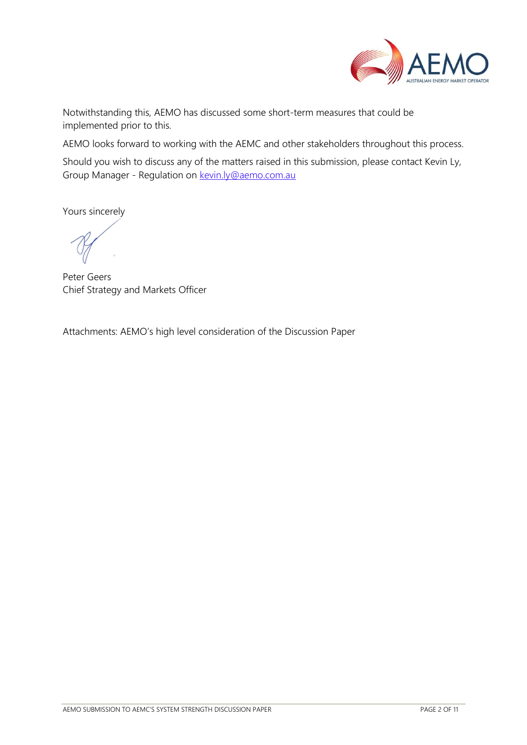Notwithstanding this, AEMO has discussed some short-term measures that could be implemented prior to this.

AEMO looks forward to working with the AEMC and other stakeholders throughout this process.

Should you wish to discuss any of the matters raised in this submission, please contact Kevin Ly, Group Manager - Regulation on kevin.ly@aemo.com.au

Yours sincerely

Peter Geers
Chief Strategy and Markets Officer

Attachments: AEMO's high level consideration of the Discussion Paper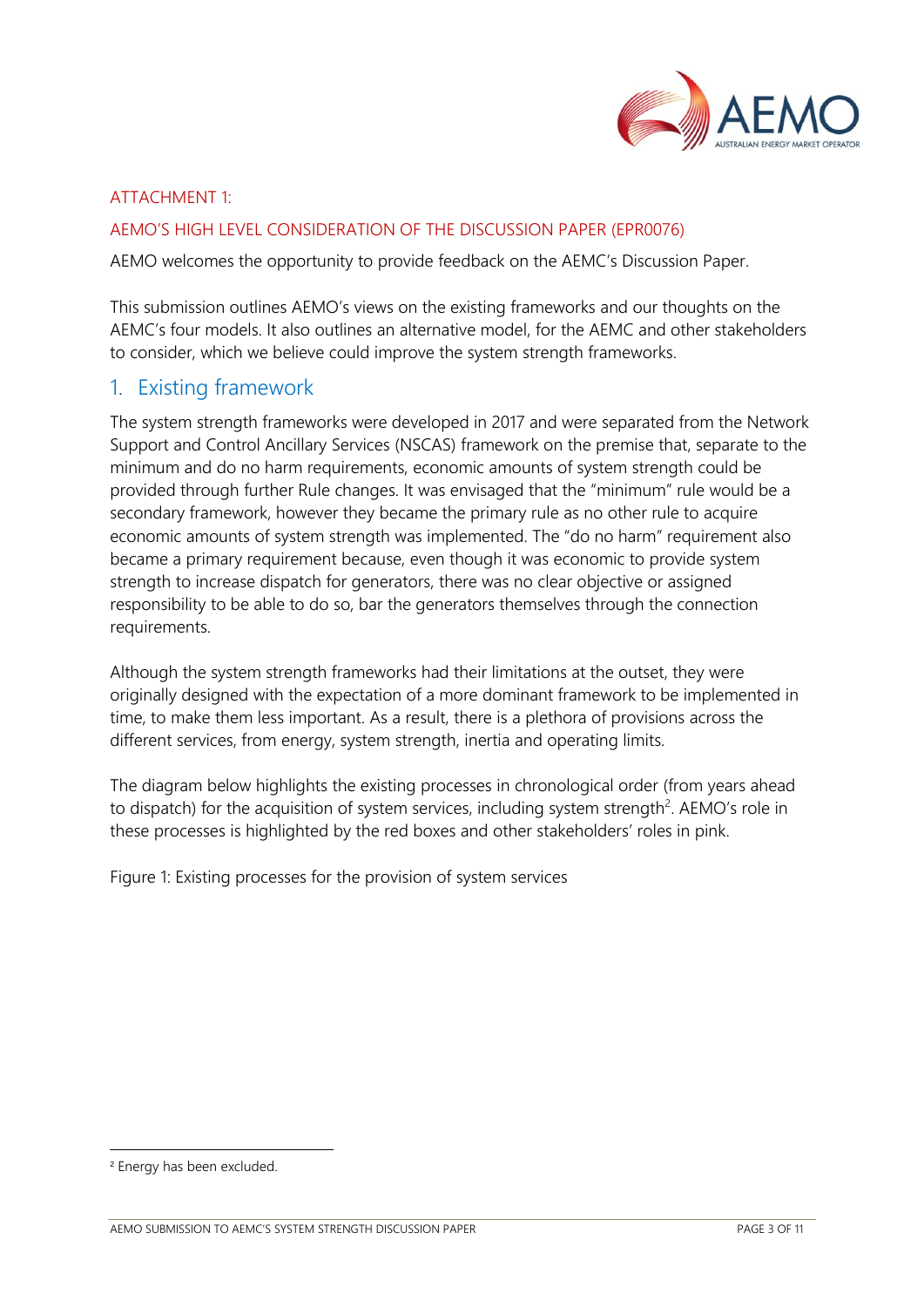ATTACHMENT 1:

AEMO'S HIGH LEVEL CONSIDERATION OF THE DISCUSSION PAPER (EPR0076)

AEMO welcomes the opportunity to provide feedback on the AEMC's Discussion Paper.

This submission outlines AEMO's views on the existing frameworks and our thoughts on the AEMC's four models. It also outlines an alternative model, for the AEMC and other stakeholders to consider, which we believe could improve the system strength frameworks.

## 1. Existing framework

The system strength frameworks were developed in 2017 and were separated from the Network Support and Control Ancillary Services (NSCAS) framework on the premise that, separate to the minimum and do no harm requirements, economic amounts of system strength could be provided through further Rule changes. It was envisaged that the "minimum" rule would be a secondary framework, however they became the primary rule as no other rule to acquire economic amounts of system strength was implemented. The "do no harm" requirement also became a primary requirement because, even though it was economic to provide system strength to increase dispatch for generators, there was no clear objective or assigned responsibility to be able to do so, bar the generators themselves through the connection requirements.

Although the system strength frameworks had their limitations at the outset, they were originally designed with the expectation of a more dominant framework to be implemented in time, to make them less important. As a result, there is a plethora of provisions across the different services, from energy, system strength, inertia and operating limits.

The diagram below highlights the existing processes in chronological order (from years ahead to dispatch) for the acquisition of system services, including system strength[2]. AEMO's role in these processes is highlighted by the red boxes and other stakeholders' roles in pink.

Figure 1: Existing processes for the provision of system services

[2] Energy has been excluded.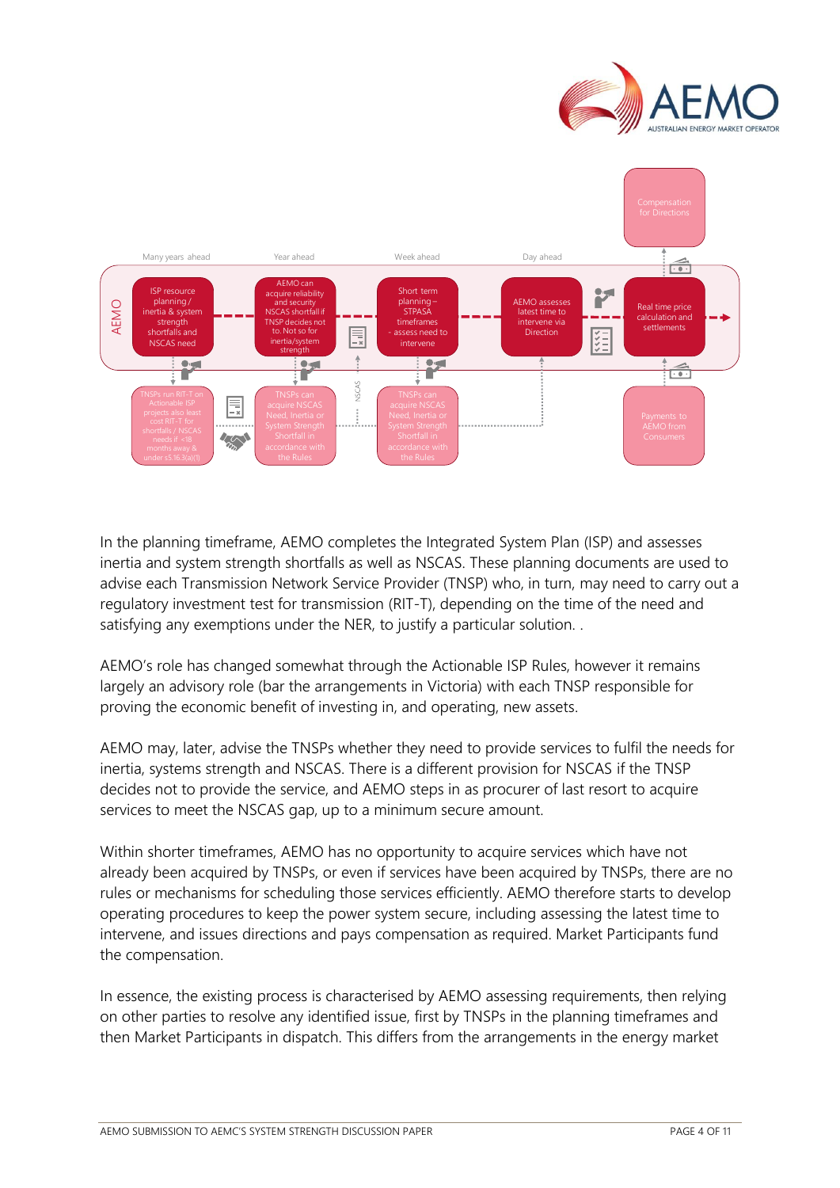Many years ahead | Year ahead | Week ahead | Day ahead

AEMO

- ISP resource planning / inertia & system strength shortfalls and NSCAS need
- AEMO can acquire reliability and security NSCAS shortfall if TNSP decides not to. Not so for inertia/system strength
- Short term planning – STPASA timeframes - assess need to intervene
- AEMO assesses latest time to intervene via Direction
- Real time price calculation and settlements
- Compensation for Directions
- TNSPs run RIT-T on Actionable ISP projects also least cost RIT-T for shortfalls / NSCAS needs if <18 months away & under s5.16.3(a)(1)
- TNSPs can acquire NSCAS Need, Inertia or System Strength Shortfall in accordance with the Rules
- NSCAS
- TNSPs can acquire NSCAS Need, Inertia or System Strength Shortfall in accordance with the Rules
- Payments to AEMO from Consumers

In the planning timeframe, AEMO completes the Integrated System Plan (ISP) and assesses inertia and system strength shortfalls as well as NSCAS. These planning documents are used to advise each Transmission Network Service Provider (TNSP) who, in turn, may need to carry out a regulatory investment test for transmission (RIT-T), depending on the time of the need and satisfying any exemptions under the NER, to justify a particular solution. .

AEMO's role has changed somewhat through the Actionable ISP Rules, however it remains largely an advisory role (bar the arrangements in Victoria) with each TNSP responsible for proving the economic benefit of investing in, and operating, new assets.

AEMO may, later, advise the TNSPs whether they need to provide services to fulfil the needs for inertia, systems strength and NSCAS. There is a different provision for NSCAS if the TNSP decides not to provide the service, and AEMO steps in as procurer of last resort to acquire services to meet the NSCAS gap, up to a minimum secure amount.

Within shorter timeframes, AEMO has no opportunity to acquire services which have not already been acquired by TNSPs, or even if services have been acquired by TNSPs, there are no rules or mechanisms for scheduling those services efficiently. AEMO therefore starts to develop operating procedures to keep the power system secure, including assessing the latest time to intervene, and issues directions and pays compensation as required. Market Participants fund the compensation.

In essence, the existing process is characterised by AEMO assessing requirements, then relying on other parties to resolve any identified issue, first by TNSPs in the planning timeframes and then Market Participants in dispatch. This differs from the arrangements in the energy market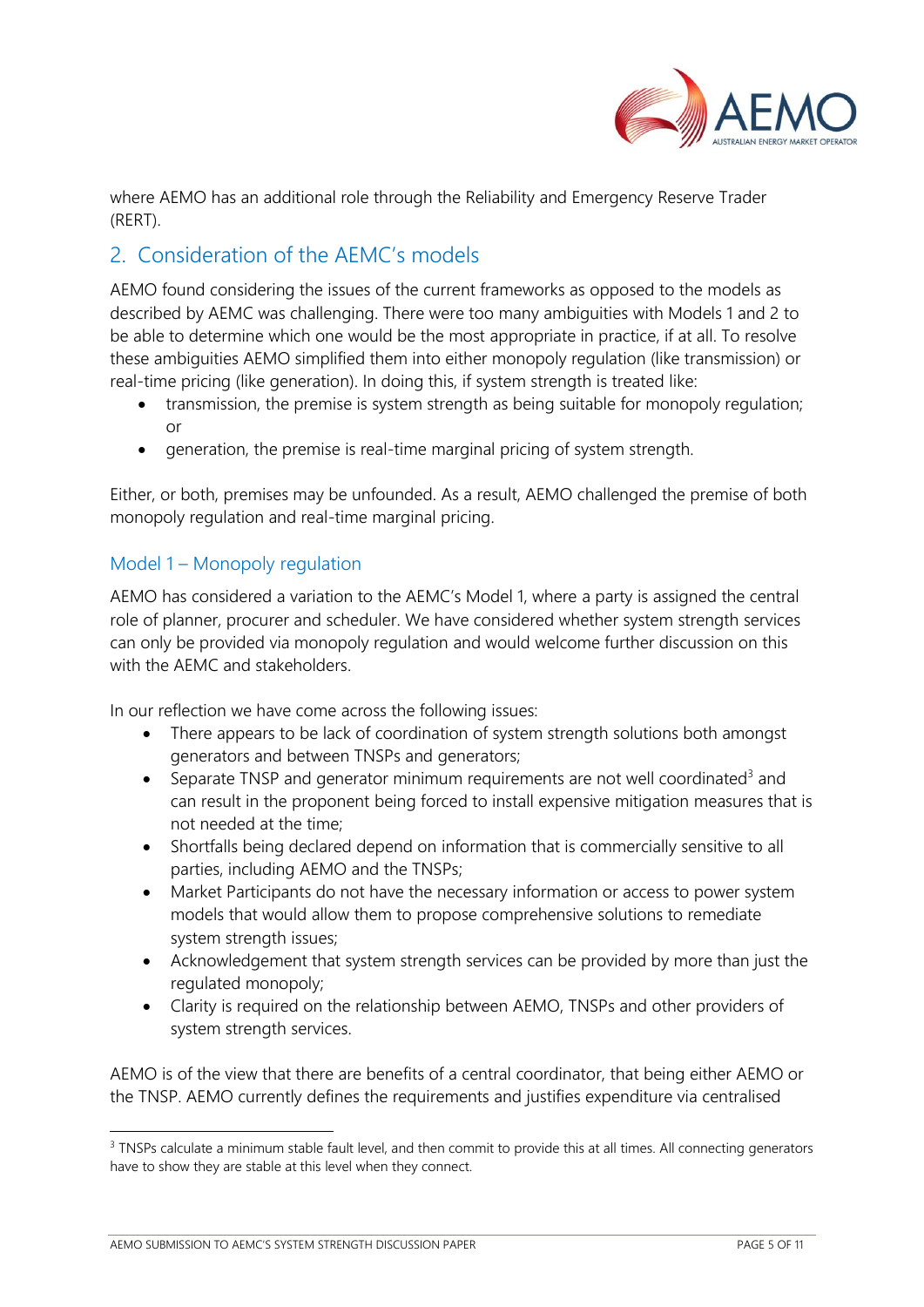where AEMO has an additional role through the Reliability and Emergency Reserve Trader (RERT).

## 2. Consideration of the AEMC's models

AEMO found considering the issues of the current frameworks as opposed to the models as described by AEMC was challenging. There were too many ambiguities with Models 1 and 2 to be able to determine which one would be the most appropriate in practice, if at all. To resolve these ambiguities AEMO simplified them into either monopoly regulation (like transmission) or real-time pricing (like generation). In doing this, if system strength is treated like:

- transmission, the premise is system strength as being suitable for monopoly regulation; or
- generation, the premise is real-time marginal pricing of system strength.

Either, or both, premises may be unfounded. As a result, AEMO challenged the premise of both monopoly regulation and real-time marginal pricing.

### Model 1 – Monopoly regulation

AEMO has considered a variation to the AEMC's Model 1, where a party is assigned the central role of planner, procurer and scheduler. We have considered whether system strength services can only be provided via monopoly regulation and would welcome further discussion on this with the AEMC and stakeholders.

In our reflection we have come across the following issues:

- There appears to be lack of coordination of system strength solutions both amongst generators and between TNSPs and generators;
- Separate TNSP and generator minimum requirements are not well coordinated[3] and can result in the proponent being forced to install expensive mitigation measures that is not needed at the time;
- Shortfalls being declared depend on information that is commercially sensitive to all parties, including AEMO and the TNSPs;
- Market Participants do not have the necessary information or access to power system models that would allow them to propose comprehensive solutions to remediate system strength issues;
- Acknowledgement that system strength services can be provided by more than just the regulated monopoly;
- Clarity is required on the relationship between AEMO, TNSPs and other providers of system strength services.

AEMO is of the view that there are benefits of a central coordinator, that being either AEMO or the TNSP. AEMO currently defines the requirements and justifies expenditure via centralised

[3] TNSPs calculate a minimum stable fault level, and then commit to provide this at all times. All connecting generators have to show they are stable at this level when they connect.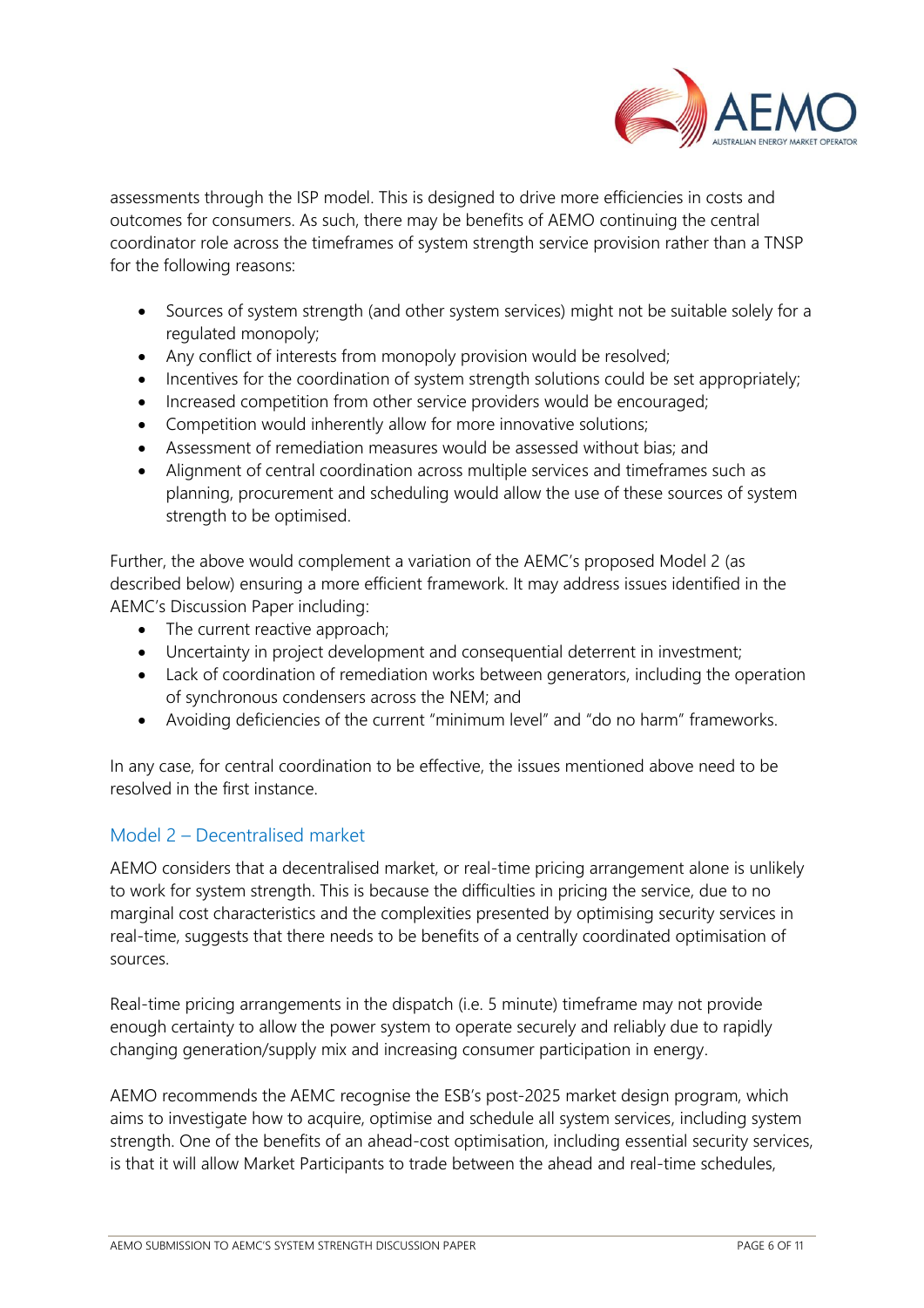assessments through the ISP model. This is designed to drive more efficiencies in costs and outcomes for consumers. As such, there may be benefits of AEMO continuing the central coordinator role across the timeframes of system strength service provision rather than a TNSP for the following reasons:

- Sources of system strength (and other system services) might not be suitable solely for a regulated monopoly;
- Any conflict of interests from monopoly provision would be resolved;
- Incentives for the coordination of system strength solutions could be set appropriately;
- Increased competition from other service providers would be encouraged;
- Competition would inherently allow for more innovative solutions;
- Assessment of remediation measures would be assessed without bias; and
- Alignment of central coordination across multiple services and timeframes such as planning, procurement and scheduling would allow the use of these sources of system strength to be optimised.

Further, the above would complement a variation of the AEMC's proposed Model 2 (as described below) ensuring a more efficient framework. It may address issues identified in the AEMC's Discussion Paper including:

- The current reactive approach;
- Uncertainty in project development and consequential deterrent in investment;
- Lack of coordination of remediation works between generators, including the operation of synchronous condensers across the NEM; and
- Avoiding deficiencies of the current "minimum level" and "do no harm" frameworks.

In any case, for central coordination to be effective, the issues mentioned above need to be resolved in the first instance.

## Model 2 – Decentralised market

AEMO considers that a decentralised market, or real-time pricing arrangement alone is unlikely to work for system strength. This is because the difficulties in pricing the service, due to no marginal cost characteristics and the complexities presented by optimising security services in real-time, suggests that there needs to be benefits of a centrally coordinated optimisation of sources.

Real-time pricing arrangements in the dispatch (i.e. 5 minute) timeframe may not provide enough certainty to allow the power system to operate securely and reliably due to rapidly changing generation/supply mix and increasing consumer participation in energy.

AEMO recommends the AEMC recognise the ESB's post-2025 market design program, which aims to investigate how to acquire, optimise and schedule all system services, including system strength. One of the benefits of an ahead-cost optimisation, including essential security services, is that it will allow Market Participants to trade between the ahead and real-time schedules,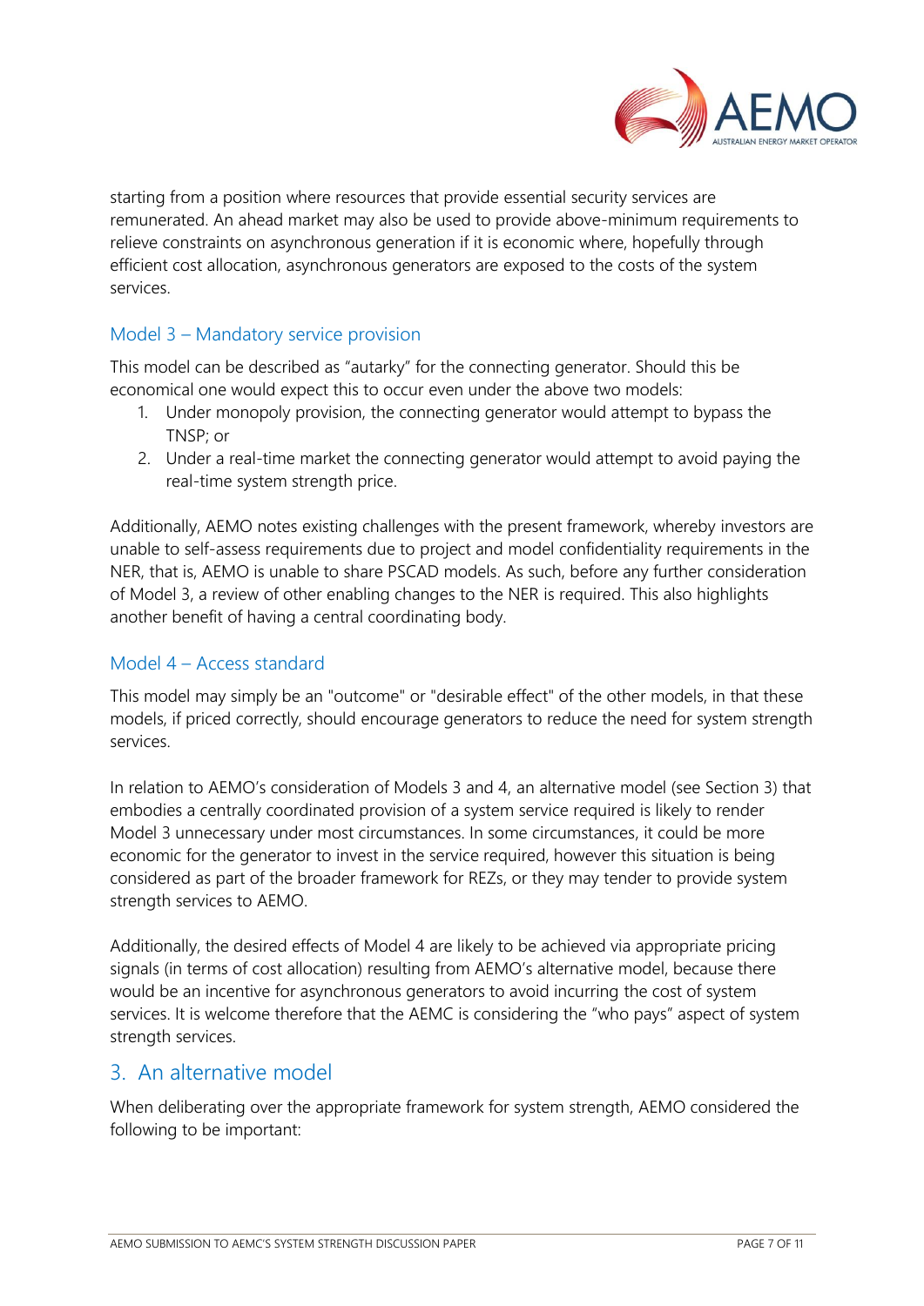starting from a position where resources that provide essential security services are remunerated. An ahead market may also be used to provide above-minimum requirements to relieve constraints on asynchronous generation if it is economic where, hopefully through efficient cost allocation, asynchronous generators are exposed to the costs of the system services.

### Model 3 – Mandatory service provision

This model can be described as "autarky" for the connecting generator. Should this be economical one would expect this to occur even under the above two models:

1. Under monopoly provision, the connecting generator would attempt to bypass the TNSP; or
2. Under a real-time market the connecting generator would attempt to avoid paying the real-time system strength price.

Additionally, AEMO notes existing challenges with the present framework, whereby investors are unable to self-assess requirements due to project and model confidentiality requirements in the NER, that is, AEMO is unable to share PSCAD models. As such, before any further consideration of Model 3, a review of other enabling changes to the NER is required. This also highlights another benefit of having a central coordinating body.

### Model 4 – Access standard

This model may simply be an "outcome" or "desirable effect" of the other models, in that these models, if priced correctly, should encourage generators to reduce the need for system strength services.

In relation to AEMO's consideration of Models 3 and 4, an alternative model (see Section 3) that embodies a centrally coordinated provision of a system service required is likely to render Model 3 unnecessary under most circumstances. In some circumstances, it could be more economic for the generator to invest in the service required, however this situation is being considered as part of the broader framework for REZs, or they may tender to provide system strength services to AEMO.

Additionally, the desired effects of Model 4 are likely to be achieved via appropriate pricing signals (in terms of cost allocation) resulting from AEMO's alternative model, because there would be an incentive for asynchronous generators to avoid incurring the cost of system services. It is welcome therefore that the AEMC is considering the "who pays" aspect of system strength services.

## 3. An alternative model

When deliberating over the appropriate framework for system strength, AEMO considered the following to be important: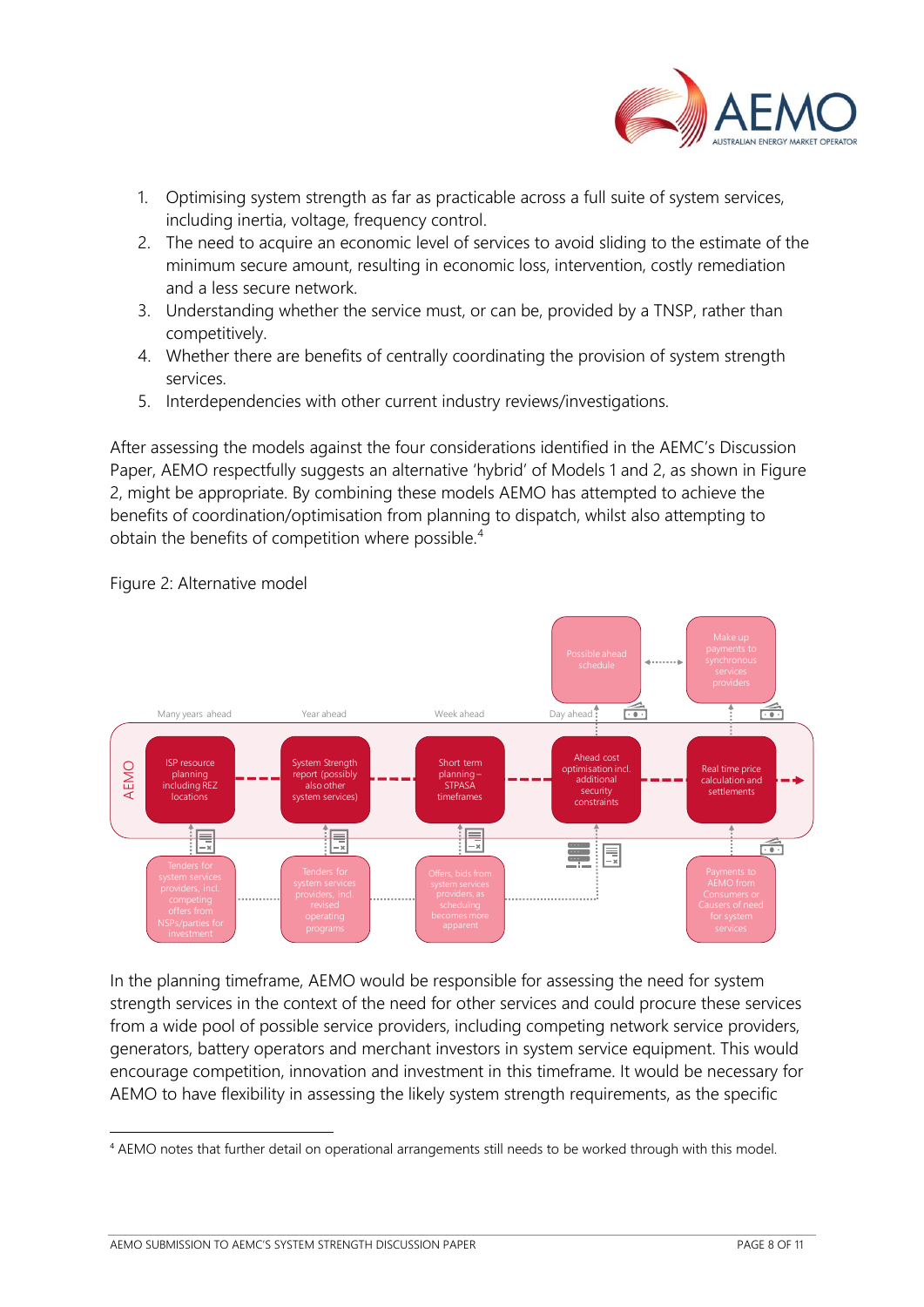1. Optimising system strength as far as practicable across a full suite of system services, including inertia, voltage, frequency control.
2. The need to acquire an economic level of services to avoid sliding to the estimate of the minimum secure amount, resulting in economic loss, intervention, costly remediation and a less secure network.
3. Understanding whether the service must, or can be, provided by a TNSP, rather than competitively.
4. Whether there are benefits of centrally coordinating the provision of system strength services.
5. Interdependencies with other current industry reviews/investigations.

After assessing the models against the four considerations identified in the AEMC's Discussion Paper, AEMO respectfully suggests an alternative 'hybrid' of Models 1 and 2, as shown in Figure 2, might be appropriate. By combining these models AEMO has attempted to achieve the benefits of coordination/optimisation from planning to dispatch, whilst also attempting to obtain the benefits of competition where possible.[4]

Figure 2: Alternative model

Many years ahead | Year ahead | Week ahead | Day ahead

AEMO: ISP resource planning including REZ locations → System Strength report (possibly also other system services) → Short term planning – STPASA timeframes → Ahead cost optimisation incl. additional security constraints → Real time price calculation and settlements

Possible ahead schedule ↔ Make up payments to synchronous services providers

Tenders for system services providers, incl. competing offers from NSPs/parties for investment | Tenders for system services providers, incl. revised operating programs | Offers, bids from system services providers, as scheduling becomes more apparent | Payments to AEMO from Consumers or Causers of need for system services

In the planning timeframe, AEMO would be responsible for assessing the need for system strength services in the context of the need for other services and could procure these services from a wide pool of possible service providers, including competing network service providers, generators, battery operators and merchant investors in system service equipment. This would encourage competition, innovation and investment in this timeframe. It would be necessary for AEMO to have flexibility in assessing the likely system strength requirements, as the specific

[4] AEMO notes that further detail on operational arrangements still needs to be worked through with this model.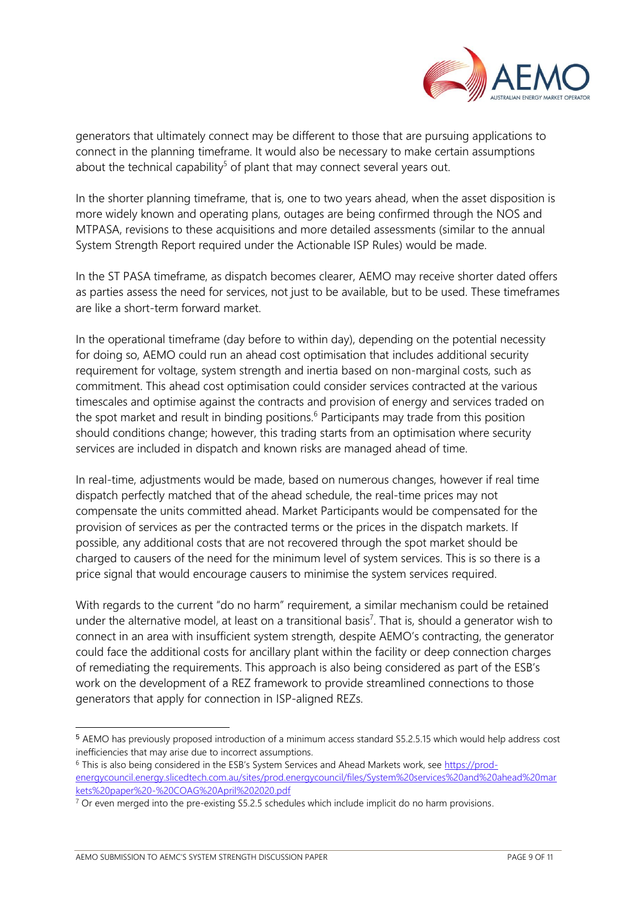generators that ultimately connect may be different to those that are pursuing applications to connect in the planning timeframe. It would also be necessary to make certain assumptions about the technical capability[5] of plant that may connect several years out.

In the shorter planning timeframe, that is, one to two years ahead, when the asset disposition is more widely known and operating plans, outages are being confirmed through the NOS and MTPASA, revisions to these acquisitions and more detailed assessments (similar to the annual System Strength Report required under the Actionable ISP Rules) would be made.

In the ST PASA timeframe, as dispatch becomes clearer, AEMO may receive shorter dated offers as parties assess the need for services, not just to be available, but to be used. These timeframes are like a short-term forward market.

In the operational timeframe (day before to within day), depending on the potential necessity for doing so, AEMO could run an ahead cost optimisation that includes additional security requirement for voltage, system strength and inertia based on non-marginal costs, such as commitment. This ahead cost optimisation could consider services contracted at the various timescales and optimise against the contracts and provision of energy and services traded on the spot market and result in binding positions.[6] Participants may trade from this position should conditions change; however, this trading starts from an optimisation where security services are included in dispatch and known risks are managed ahead of time.

In real-time, adjustments would be made, based on numerous changes, however if real time dispatch perfectly matched that of the ahead schedule, the real-time prices may not compensate the units committed ahead. Market Participants would be compensated for the provision of services as per the contracted terms or the prices in the dispatch markets. If possible, any additional costs that are not recovered through the spot market should be charged to causers of the need for the minimum level of system services. This is so there is a price signal that would encourage causers to minimise the system services required.

With regards to the current "do no harm" requirement, a similar mechanism could be retained under the alternative model, at least on a transitional basis[7]. That is, should a generator wish to connect in an area with insufficient system strength, despite AEMO's contracting, the generator could face the additional costs for ancillary plant within the facility or deep connection charges of remediating the requirements. This approach is also being considered as part of the ESB's work on the development of a REZ framework to provide streamlined connections to those generators that apply for connection in ISP-aligned REZs.

---

[5] AEMO has previously proposed introduction of a minimum access standard S5.2.5.15 which would help address cost inefficiencies that may arise due to incorrect assumptions.

[6] This is also being considered in the ESB's System Services and Ahead Markets work, see https://prod-energycouncil.energy.slicedtech.com.au/sites/prod.energycouncil/files/System%20services%20and%20ahead%20markets%20paper%20-%20COAG%20April%202020.pdf

[7] Or even merged into the pre-existing S5.2.5 schedules which include implicit do no harm provisions.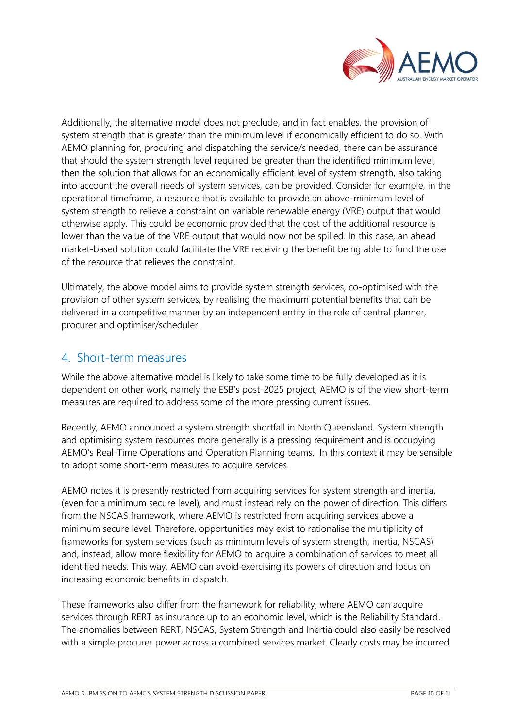Additionally, the alternative model does not preclude, and in fact enables, the provision of system strength that is greater than the minimum level if economically efficient to do so. With AEMO planning for, procuring and dispatching the service/s needed, there can be assurance that should the system strength level required be greater than the identified minimum level, then the solution that allows for an economically efficient level of system strength, also taking into account the overall needs of system services, can be provided. Consider for example, in the operational timeframe, a resource that is available to provide an above-minimum level of system strength to relieve a constraint on variable renewable energy (VRE) output that would otherwise apply. This could be economic provided that the cost of the additional resource is lower than the value of the VRE output that would now not be spilled. In this case, an ahead market-based solution could facilitate the VRE receiving the benefit being able to fund the use of the resource that relieves the constraint.

Ultimately, the above model aims to provide system strength services, co-optimised with the provision of other system services, by realising the maximum potential benefits that can be delivered in a competitive manner by an independent entity in the role of central planner, procurer and optimiser/scheduler.

## 4. Short-term measures

While the above alternative model is likely to take some time to be fully developed as it is dependent on other work, namely the ESB's post-2025 project, AEMO is of the view short-term measures are required to address some of the more pressing current issues.

Recently, AEMO announced a system strength shortfall in North Queensland. System strength and optimising system resources more generally is a pressing requirement and is occupying AEMO's Real-Time Operations and Operation Planning teams. In this context it may be sensible to adopt some short-term measures to acquire services.

AEMO notes it is presently restricted from acquiring services for system strength and inertia, (even for a minimum secure level), and must instead rely on the power of direction. This differs from the NSCAS framework, where AEMO is restricted from acquiring services above a minimum secure level. Therefore, opportunities may exist to rationalise the multiplicity of frameworks for system services (such as minimum levels of system strength, inertia, NSCAS) and, instead, allow more flexibility for AEMO to acquire a combination of services to meet all identified needs. This way, AEMO can avoid exercising its powers of direction and focus on increasing economic benefits in dispatch.

These frameworks also differ from the framework for reliability, where AEMO can acquire services through RERT as insurance up to an economic level, which is the Reliability Standard. The anomalies between RERT, NSCAS, System Strength and Inertia could also easily be resolved with a simple procurer power across a combined services market. Clearly costs may be incurred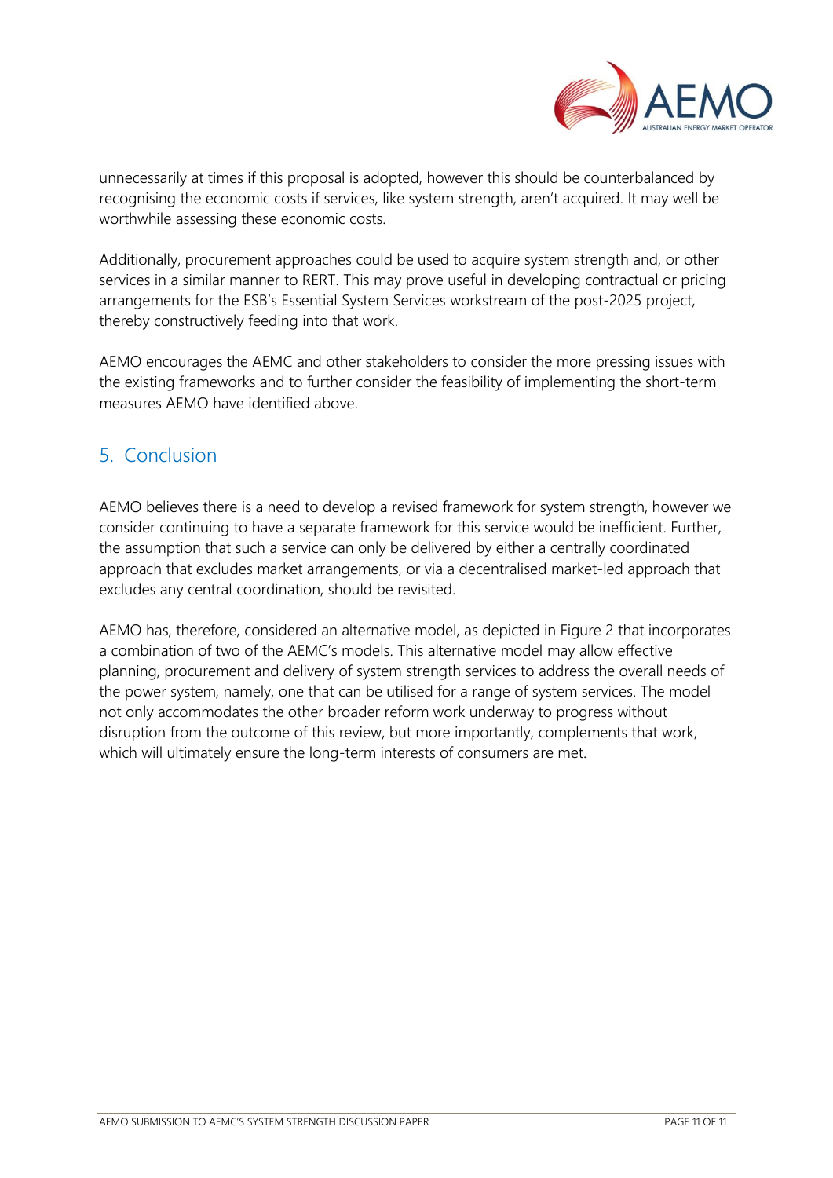unnecessarily at times if this proposal is adopted, however this should be counterbalanced by recognising the economic costs if services, like system strength, aren't acquired. It may well be worthwhile assessing these economic costs.

Additionally, procurement approaches could be used to acquire system strength and, or other services in a similar manner to RERT. This may prove useful in developing contractual or pricing arrangements for the ESB's Essential System Services workstream of the post-2025 project, thereby constructively feeding into that work.

AEMO encourages the AEMC and other stakeholders to consider the more pressing issues with the existing frameworks and to further consider the feasibility of implementing the short-term measures AEMO have identified above.

## 5. Conclusion

AEMO believes there is a need to develop a revised framework for system strength, however we consider continuing to have a separate framework for this service would be inefficient. Further, the assumption that such a service can only be delivered by either a centrally coordinated approach that excludes market arrangements, or via a decentralised market-led approach that excludes any central coordination, should be revisited.

AEMO has, therefore, considered an alternative model, as depicted in Figure 2 that incorporates a combination of two of the AEMC's models. This alternative model may allow effective planning, procurement and delivery of system strength services to address the overall needs of the power system, namely, one that can be utilised for a range of system services. The model not only accommodates the other broader reform work underway to progress without disruption from the outcome of this review, but more importantly, complements that work, which will ultimately ensure the long-term interests of consumers are met.